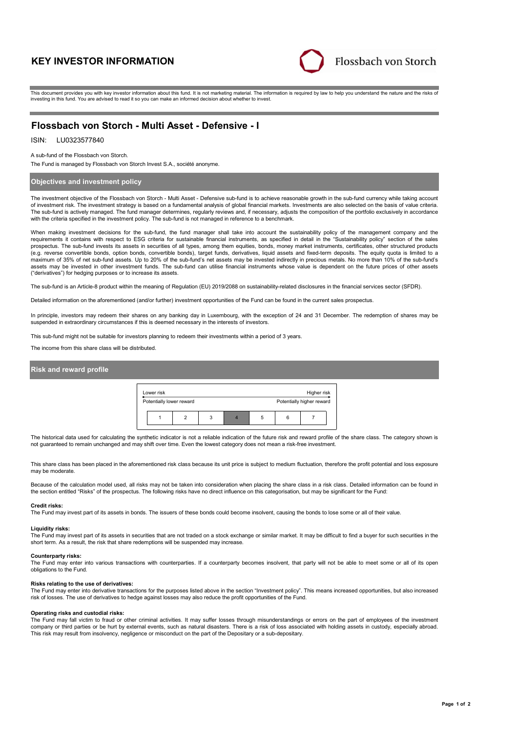# KEY INVESTOR INFORMATION

Flossbach von Storch

This document provides you with key investor information about this fund. It is not marketing material. The information is required by law to help you understand the nature and the risks of investing in this fund. You are advised to read it so you can make an informed decision about whether to invest.

## Flossbach von Storch - Multi Asset - Defensive - I

ISIN: LU0323577840

A sub-fund of the Flossbach von Storch.

The Fund is managed by Flossbach von Storch Invest S.A., société anonyme.

### Objectives and investment policy

The investment objective of the Flossbach von Storch - Multi Asset - Defensive sub-fund is to achieve reasonable growth in the sub-fund currency while taking account of investment risk. The investment strategy is based on a fundamental analysis of global financial markets. Investments are also selected on the basis of value criteria. The sub-fund is actively managed. The fund manager determines, regularly reviews and, if necessary, adjusts the composition of the portfolio exclusively in accordance with the criteria specified in the investment policy. The sub-fund is not managed in reference to a benchmark.

When making investment decisions for the sub-fund, the fund manager shall take into account the sustainability policy of the management company and the requirements it contains with respect to ESG criteria for sustainable financial instruments, as specified in detail in the "Sustainability policy" section of the sales prospectus. The sub-fund invests its assets in securities of all types, among them equities, bonds, money market instruments, certificates, other structured products (e.g. reverse convertible bonds, option bonds, convertible bonds), target funds, derivatives, liquid assets and fixed-term deposits. The equity quota is limited to a maximum of 35% of net sub-fund assets. Up to 20% of the sub-fund's net assets may be invested indirectly in precious metals. No more than 10% of the sub-fund's assets may be invested in other investment funds. The sub-fund can utilise financial instruments whose value is dependent on the future prices of other assets ("derivatives") for hedging purposes or to increase its assets.

The sub-fund is an Article-8 product within the meaning of Regulation (EU) 2019/2088 on sustainability-related disclosures in the financial services sector (SFDR).

Detailed information on the aforementioned (and/or further) investment opportunities of the Fund can be found in the current sales prospectus.

In principle, investors may redeem their shares on any banking day in Luxembourg, with the exception of 24 and 31 December. The redemption of shares may be suspended in extraordinary circumstances if this is deemed necessary in the interests of investors.

This sub-fund might not be suitable for investors planning to redeem their investments within a period of 3 years.

The income from this share class will be distributed.

### Risk and reward profile

| Lower risk | | | | | | Higher risk |
|---|---|---|---|---|---|---|
| Potentially lower reward | | | | | | Potentially higher reward |
| 1 | 2 | 3 | **4** | 5 | 6 | 7 |

The historical data used for calculating the synthetic indicator is not a reliable indication of the future risk and reward profile of the share class. The category shown is not guaranteed to remain unchanged and may shift over time. Even the lowest category does not mean a risk-free investment.

This share class has been placed in the aforementioned risk class because its unit price is subject to medium fluctuation, therefore the profit potential and loss exposure may be moderate.

Because of the calculation model used, all risks may not be taken into consideration when placing the share class in a risk class. Detailed information can be found in the section entitled "Risks" of the prospectus. The following risks have no direct influence on this categorisation, but may be significant for the Fund:

**Credit risks:**
The Fund may invest part of its assets in bonds. The issuers of these bonds could become insolvent, causing the bonds to lose some or all of their value.

**Liquidity risks:**
The Fund may invest part of its assets in securities that are not traded on a stock exchange or similar market. It may be difficult to find a buyer for such securities in the short term. As a result, the risk that share redemptions will be suspended may increase.

**Counterparty risks:**
The Fund may enter into various transactions with counterparties. If a counterparty becomes insolvent, that party will not be able to meet some or all of its open obligations to the Fund.

**Risks relating to the use of derivatives:**
The Fund may enter into derivative transactions for the purposes listed above in the section "Investment policy". This means increased opportunities, but also increased risk of losses. The use of derivatives to hedge against losses may also reduce the profit opportunities of the Fund.

**Operating risks and custodial risks:**
The Fund may fall victim to fraud or other criminal activities. It may suffer losses through misunderstandings or errors on the part of employees of the investment company or third parties or be hurt by external events, such as natural disasters. There is a risk of loss associated with holding assets in custody, especially abroad. This risk may result from insolvency, negligence or misconduct on the part of the Depositary or a sub-depositary.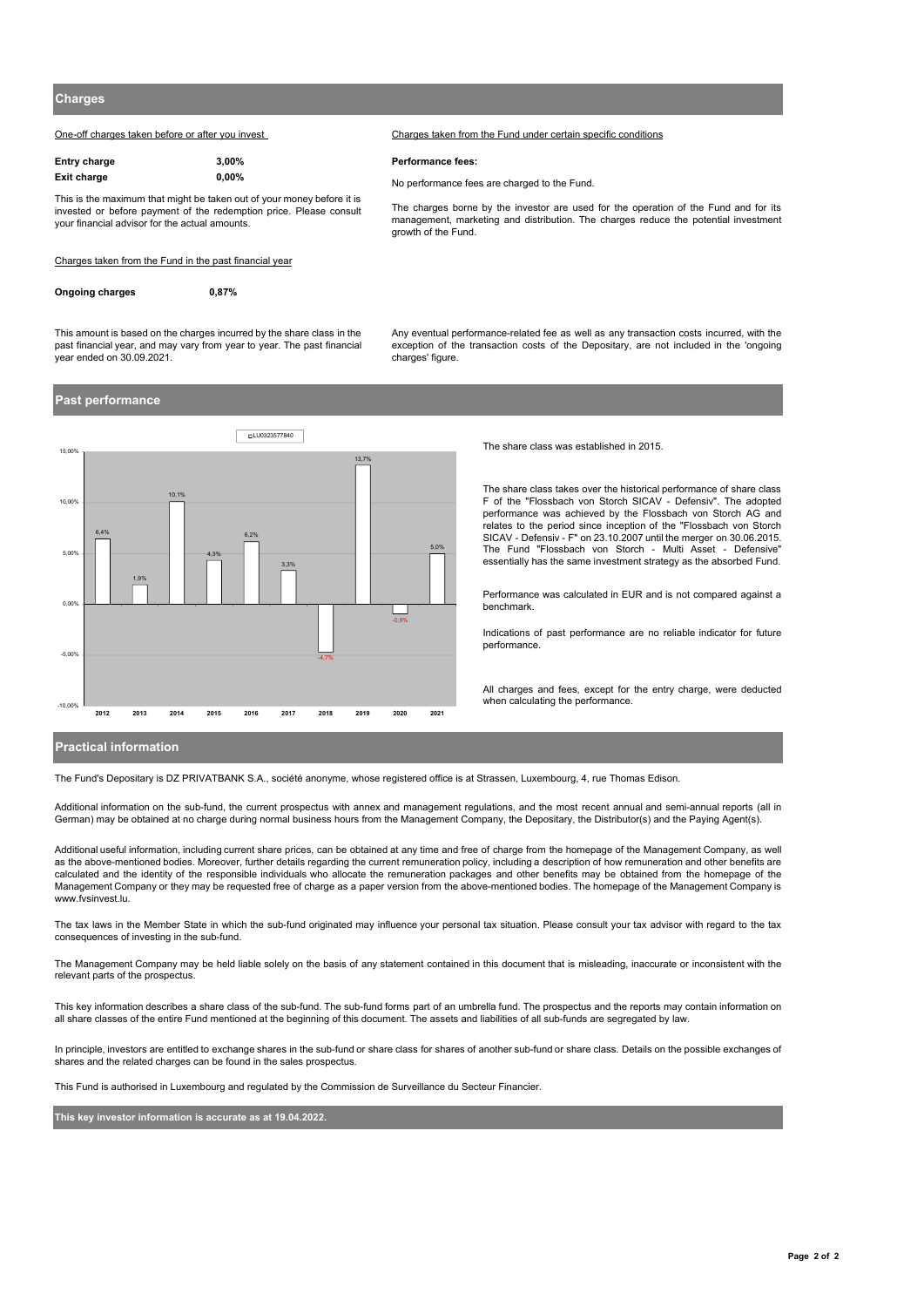## Charges

One-off charges taken before or after you invest

| | |
|---|---|
| **Entry charge** | **3,00%** |
| **Exit charge** | **0,00%** |

This is the maximum that might be taken out of your money before it is invested or before payment of the redemption price. Please consult your financial advisor for the actual amounts.

Charges taken from the Fund in the past financial year

| | |
|---|---|
| **Ongoing charges** | **0,87%** |

This amount is based on the charges incurred by the share class in the past financial year, and may vary from year to year. The past financial year ended on 30.09.2021.

Charges taken from the Fund under certain specific conditions

**Performance fees:**

No performance fees are charged to the Fund.

The charges borne by the investor are used for the operation of the Fund and for its management, marketing and distribution. The charges reduce the potential investment growth of the Fund.

Any eventual performance-related fee as well as any transaction costs incurred, with the exception of the transaction costs of the Depositary, are not included in the 'ongoing charges' figure.

## Past performance

LU0323577840

15,00%
10,00%
5,00%
0,00%
-5,00%
-10,00%

6,4% 1,9% 10,1% 4,3% 6,2% 3,3% -4,7% 13,7% -0,9% 5,0%

2012 2013 2014 2015 2016 2017 2018 2019 2020 2021

The share class was established in 2015.

The share class takes over the historical performance of share class F of the "Flossbach von Storch SICAV - Defensiv". The adopted performance was achieved by the Flossbach von Storch AG and relates to the period since inception of the "Flossbach von Storch SICAV - Defensiv - F" on 23.10.2007 until the merger on 30.06.2015. The Fund "Flossbach von Storch - Multi Asset - Defensive" essentially has the same investment strategy as the absorbed Fund.

Performance was calculated in EUR and is not compared against a benchmark.

Indications of past performance are no reliable indicator for future performance.

All charges and fees, except for the entry charge, were deducted when calculating the performance.

## Practical information

The Fund's Depositary is DZ PRIVATBANK S.A., société anonyme, whose registered office is at Strassen, Luxembourg, 4, rue Thomas Edison.

Additional information on the sub-fund, the current prospectus with annex and management regulations, and the most recent annual and semi-annual reports (all in German) may be obtained at no charge during normal business hours from the Management Company, the Depositary, the Distributor(s) and the Paying Agent(s).

Additional useful information, including current share prices, can be obtained at any time and free of charge from the homepage of the Management Company, as well as the above-mentioned bodies. Moreover, further details regarding the current remuneration policy, including a description of how remuneration and other benefits are calculated and the identity of the responsible individuals who allocate the remuneration packages and other benefits may be obtained from the homepage of the Management Company or they may be requested free of charge as a paper version from the above-mentioned bodies. The homepage of the Management Company is www.fvsinvest.lu.

The tax laws in the Member State in which the sub-fund originated may influence your personal tax situation. Please consult your tax advisor with regard to the tax consequences of investing in the sub-fund.

The Management Company may be held liable solely on the basis of any statement contained in this document that is misleading, inaccurate or inconsistent with the relevant parts of the prospectus.

This key information describes a share class of the sub-fund. The sub-fund forms part of an umbrella fund. The prospectus and the reports may contain information on all share classes of the entire Fund mentioned at the beginning of this document. The assets and liabilities of all sub-funds are segregated by law.

In principle, investors are entitled to exchange shares in the sub-fund or share class for shares of another sub-fund or share class. Details on the possible exchanges of shares and the related charges can be found in the sales prospectus.

This Fund is authorised in Luxembourg and regulated by the Commission de Surveillance du Secteur Financier.

**This key investor information is accurate as at 19.04.2022.**